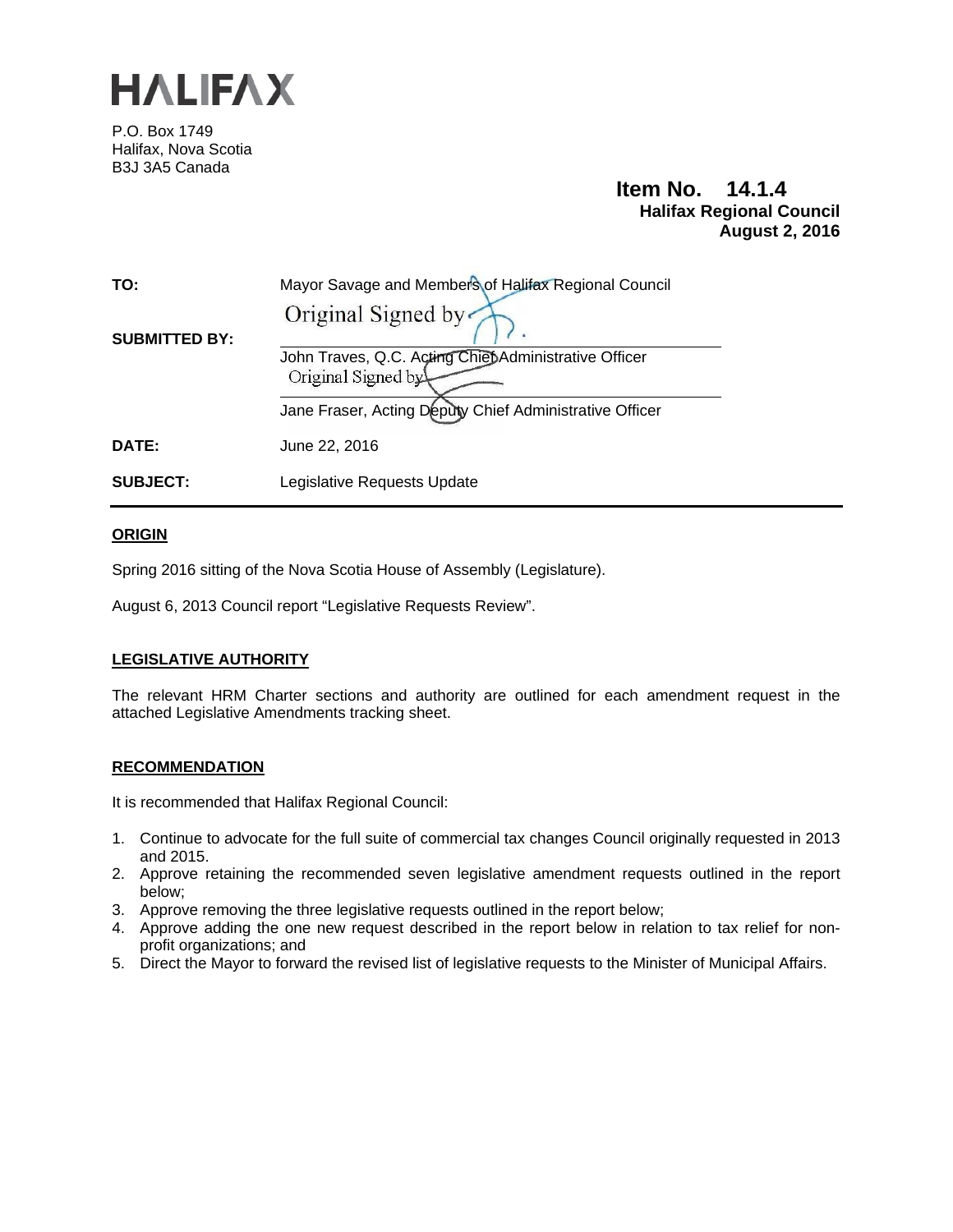# HALIFAX

P.O. Box 1749
Halifax, Nova Scotia
B3J 3A5 Canada

**Item No. 14.1.4**
**Halifax Regional Council**
**August 2, 2016**

| | |
|---|---|
| **TO:** | Mayor Savage and Members of Halifax Regional Council |
| **SUBMITTED BY:** | Original Signed by<br>John Traves, Q.C. Acting Chief Administrative Officer<br>Original Signed by<br>Jane Fraser, Acting Deputy Chief Administrative Officer |
| **DATE:** | June 22, 2016 |
| **SUBJECT:** | Legislative Requests Update |

## ORIGIN

Spring 2016 sitting of the Nova Scotia House of Assembly (Legislature).

August 6, 2013 Council report "Legislative Requests Review".

## LEGISLATIVE AUTHORITY

The relevant HRM Charter sections and authority are outlined for each amendment request in the attached Legislative Amendments tracking sheet.

## RECOMMENDATION

It is recommended that Halifax Regional Council:

1. Continue to advocate for the full suite of commercial tax changes Council originally requested in 2013 and 2015.
2. Approve retaining the recommended seven legislative amendment requests outlined in the report below;
3. Approve removing the three legislative requests outlined in the report below;
4. Approve adding the one new request described in the report below in relation to tax relief for non-profit organizations; and
5. Direct the Mayor to forward the revised list of legislative requests to the Minister of Municipal Affairs.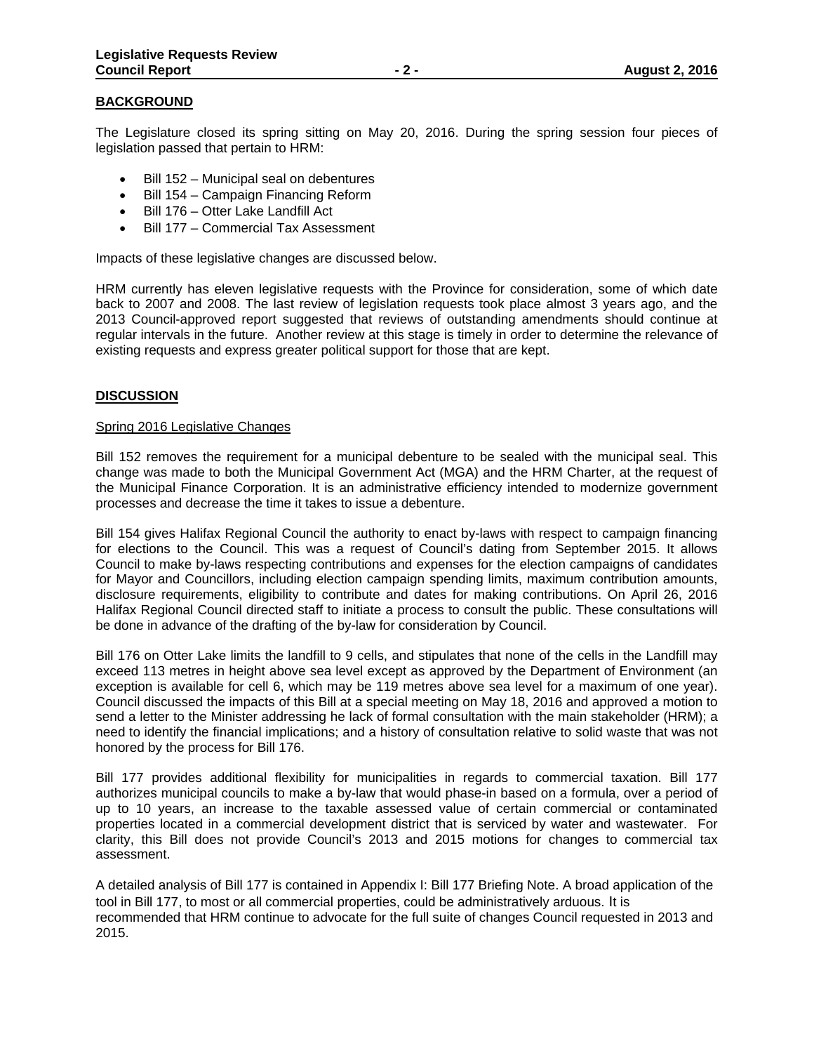## BACKGROUND

The Legislature closed its spring sitting on May 20, 2016. During the spring session four pieces of legislation passed that pertain to HRM:

- Bill 152 – Municipal seal on debentures
- Bill 154 – Campaign Financing Reform
- Bill 176 – Otter Lake Landfill Act
- Bill 177 – Commercial Tax Assessment

Impacts of these legislative changes are discussed below.

HRM currently has eleven legislative requests with the Province for consideration, some of which date back to 2007 and 2008. The last review of legislation requests took place almost 3 years ago, and the 2013 Council-approved report suggested that reviews of outstanding amendments should continue at regular intervals in the future. Another review at this stage is timely in order to determine the relevance of existing requests and express greater political support for those that are kept.

## DISCUSSION

### Spring 2016 Legislative Changes

Bill 152 removes the requirement for a municipal debenture to be sealed with the municipal seal. This change was made to both the Municipal Government Act (MGA) and the HRM Charter, at the request of the Municipal Finance Corporation. It is an administrative efficiency intended to modernize government processes and decrease the time it takes to issue a debenture.

Bill 154 gives Halifax Regional Council the authority to enact by-laws with respect to campaign financing for elections to the Council. This was a request of Council's dating from September 2015. It allows Council to make by-laws respecting contributions and expenses for the election campaigns of candidates for Mayor and Councillors, including election campaign spending limits, maximum contribution amounts, disclosure requirements, eligibility to contribute and dates for making contributions. On April 26, 2016 Halifax Regional Council directed staff to initiate a process to consult the public. These consultations will be done in advance of the drafting of the by-law for consideration by Council.

Bill 176 on Otter Lake limits the landfill to 9 cells, and stipulates that none of the cells in the Landfill may exceed 113 metres in height above sea level except as approved by the Department of Environment (an exception is available for cell 6, which may be 119 metres above sea level for a maximum of one year). Council discussed the impacts of this Bill at a special meeting on May 18, 2016 and approved a motion to send a letter to the Minister addressing he lack of formal consultation with the main stakeholder (HRM); a need to identify the financial implications; and a history of consultation relative to solid waste that was not honored by the process for Bill 176.

Bill 177 provides additional flexibility for municipalities in regards to commercial taxation. Bill 177 authorizes municipal councils to make a by-law that would phase-in based on a formula, over a period of up to 10 years, an increase to the taxable assessed value of certain commercial or contaminated properties located in a commercial development district that is serviced by water and wastewater. For clarity, this Bill does not provide Council's 2013 and 2015 motions for changes to commercial tax assessment.

A detailed analysis of Bill 177 is contained in Appendix I: Bill 177 Briefing Note. A broad application of the tool in Bill 177, to most or all commercial properties, could be administratively arduous. It is recommended that HRM continue to advocate for the full suite of changes Council requested in 2013 and 2015.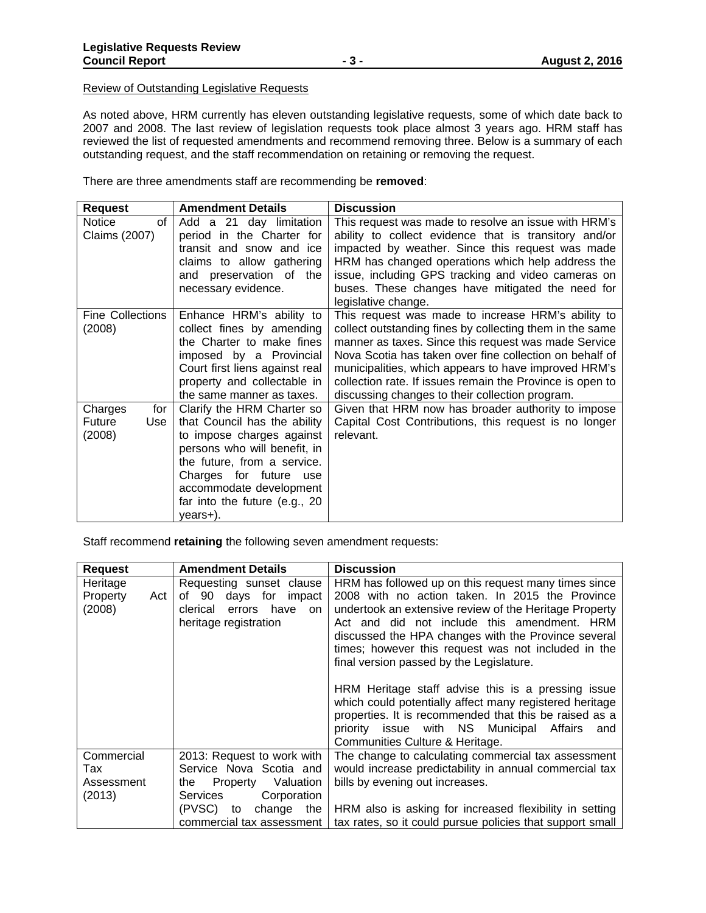Review of Outstanding Legislative Requests

As noted above, HRM currently has eleven outstanding legislative requests, some of which date back to 2007 and 2008. The last review of legislation requests took place almost 3 years ago. HRM staff has reviewed the list of requested amendments and recommend removing three. Below is a summary of each outstanding request, and the staff recommendation on retaining or removing the request.

There are three amendments staff are recommending be **removed**:

| Request | Amendment Details | Discussion |
|---|---|---|
| Notice of Claims (2007) | Add a 21 day limitation period in the Charter for transit and snow and ice claims to allow gathering and preservation of the necessary evidence. | This request was made to resolve an issue with HRM's ability to collect evidence that is transitory and/or impacted by weather. Since this request was made HRM has changed operations which help address the issue, including GPS tracking and video cameras on buses. These changes have mitigated the need for legislative change. |
| Fine Collections (2008) | Enhance HRM's ability to collect fines by amending the Charter to make fines imposed by a Provincial Court first liens against real property and collectable in the same manner as taxes. | This request was made to increase HRM's ability to collect outstanding fines by collecting them in the same manner as taxes. Since this request was made Service Nova Scotia has taken over fine collection on behalf of municipalities, which appears to have improved HRM's collection rate. If issues remain the Province is open to discussing changes to their collection program. |
| Charges for Future Use (2008) | Clarify the HRM Charter so that Council has the ability to impose charges against persons who will benefit, in the future, from a service. Charges for future use accommodate development far into the future (e.g., 20 years+). | Given that HRM now has broader authority to impose Capital Cost Contributions, this request is no longer relevant. |

Staff recommend **retaining** the following seven amendment requests:

| Request | Amendment Details | Discussion |
|---|---|---|
| Heritage Property Act (2008) | Requesting sunset clause of 90 days for impact clerical errors have on heritage registration | HRM has followed up on this request many times since 2008 with no action taken. In 2015 the Province undertook an extensive review of the Heritage Property Act and did not include this amendment. HRM discussed the HPA changes with the Province several times; however this request was not included in the final version passed by the Legislature.<br><br>HRM Heritage staff advise this is a pressing issue which could potentially affect many registered heritage properties. It is recommended that this be raised as a priority issue with NS Municipal Affairs and Communities Culture & Heritage. |
| Commercial Tax Assessment (2013) | 2013: Request to work with Service Nova Scotia and the Property Valuation Services Corporation (PVSC) to change the commercial tax assessment | The change to calculating commercial tax assessment would increase predictability in annual commercial tax bills by evening out increases.<br><br>HRM also is asking for increased flexibility in setting tax rates, so it could pursue policies that support small |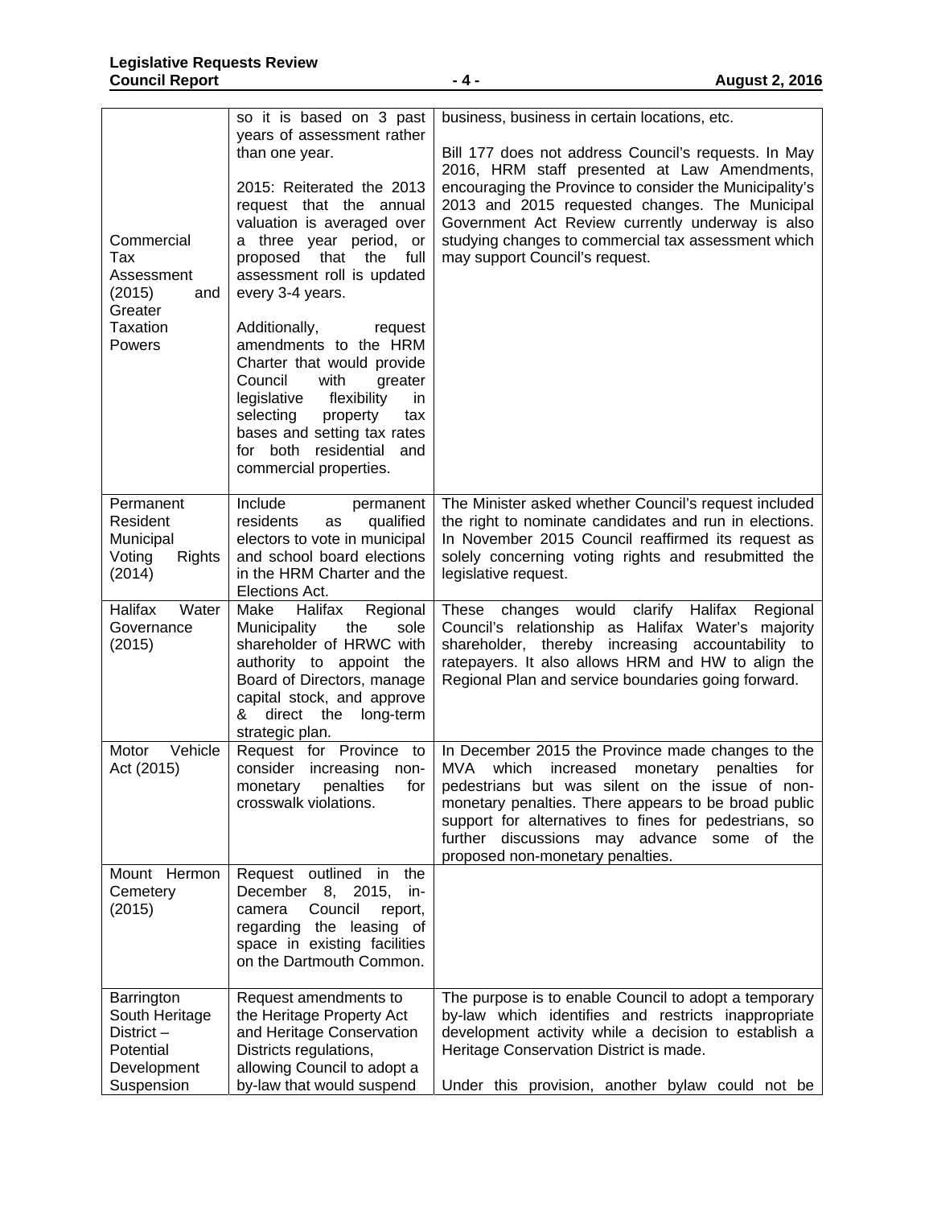| | | |
|---|---|---|
| Commercial Tax Assessment (2015) and Greater Taxation Powers | so it is based on 3 past years of assessment rather than one year.<br><br>2015: Reiterated the 2013 request that the annual valuation is averaged over a three year period, or proposed that the full assessment roll is updated every 3-4 years.<br><br>Additionally, request amendments to the HRM Charter that would provide Council with greater legislative flexibility in selecting property tax bases and setting tax rates for both residential and commercial properties. | business, business in certain locations, etc.<br><br>Bill 177 does not address Council's requests. In May 2016, HRM staff presented at Law Amendments, encouraging the Province to consider the Municipality's 2013 and 2015 requested changes. The Municipal Government Act Review currently underway is also studying changes to commercial tax assessment which may support Council's request. |
| Permanent Resident Municipal Voting Rights (2014) | Include permanent residents as qualified electors to vote in municipal and school board elections in the HRM Charter and the Elections Act. | The Minister asked whether Council's request included the right to nominate candidates and run in elections. In November 2015 Council reaffirmed its request as solely concerning voting rights and resubmitted the legislative request. |
| Halifax Water Governance (2015) | Make Halifax Regional Municipality the sole shareholder of HRWC with authority to appoint the Board of Directors, manage capital stock, and approve & direct the long-term strategic plan. | These changes would clarify Halifax Regional Council's relationship as Halifax Water's majority shareholder, thereby increasing accountability to ratepayers. It also allows HRM and HW to align the Regional Plan and service boundaries going forward. |
| Motor Vehicle Act (2015) | Request for Province to consider increasing non-monetary penalties for crosswalk violations. | In December 2015 the Province made changes to the MVA which increased monetary penalties for pedestrians but was silent on the issue of non-monetary penalties. There appears to be broad public support for alternatives to fines for pedestrians, so further discussions may advance some of the proposed non-monetary penalties. |
| Mount Hermon Cemetery (2015) | Request outlined in the December 8, 2015, in-camera Council report, regarding the leasing of space in existing facilities on the Dartmouth Common. | |
| Barrington South Heritage District – Potential Development Suspension | Request amendments to the Heritage Property Act and Heritage Conservation Districts regulations, allowing Council to adopt a by-law that would suspend | The purpose is to enable Council to adopt a temporary by-law which identifies and restricts inappropriate development activity while a decision to establish a Heritage Conservation District is made.<br><br>Under this provision, another bylaw could not be |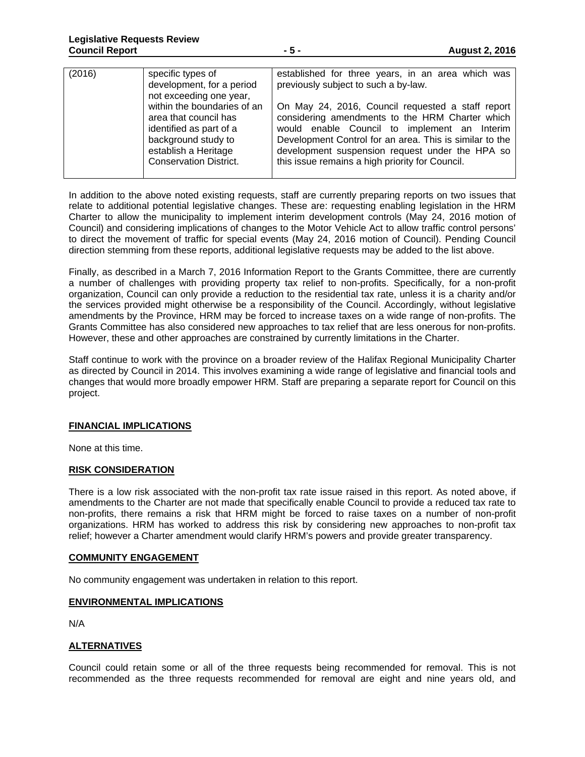| | | |
|---|---|---|
| (2016) | specific types of development, for a period not exceeding one year, within the boundaries of an area that council has identified as part of a background study to establish a Heritage Conservation District. | established for three years, in an area which was previously subject to such a by-law.<br><br>On May 24, 2016, Council requested a staff report considering amendments to the HRM Charter which would enable Council to implement an Interim Development Control for an area. This is similar to the development suspension request under the HPA so this issue remains a high priority for Council. |

In addition to the above noted existing requests, staff are currently preparing reports on two issues that relate to additional potential legislative changes. These are: requesting enabling legislation in the HRM Charter to allow the municipality to implement interim development controls (May 24, 2016 motion of Council) and considering implications of changes to the Motor Vehicle Act to allow traffic control persons' to direct the movement of traffic for special events (May 24, 2016 motion of Council). Pending Council direction stemming from these reports, additional legislative requests may be added to the list above.

Finally, as described in a March 7, 2016 Information Report to the Grants Committee, there are currently a number of challenges with providing property tax relief to non-profits. Specifically, for a non-profit organization, Council can only provide a reduction to the residential tax rate, unless it is a charity and/or the services provided might otherwise be a responsibility of the Council. Accordingly, without legislative amendments by the Province, HRM may be forced to increase taxes on a wide range of non-profits. The Grants Committee has also considered new approaches to tax relief that are less onerous for non-profits. However, these and other approaches are constrained by currently limitations in the Charter.

Staff continue to work with the province on a broader review of the Halifax Regional Municipality Charter as directed by Council in 2014. This involves examining a wide range of legislative and financial tools and changes that would more broadly empower HRM. Staff are preparing a separate report for Council on this project.

## FINANCIAL IMPLICATIONS

None at this time.

## RISK CONSIDERATION

There is a low risk associated with the non-profit tax rate issue raised in this report. As noted above, if amendments to the Charter are not made that specifically enable Council to provide a reduced tax rate to non-profits, there remains a risk that HRM might be forced to raise taxes on a number of non-profit organizations. HRM has worked to address this risk by considering new approaches to non-profit tax relief; however a Charter amendment would clarify HRM's powers and provide greater transparency.

## COMMUNITY ENGAGEMENT

No community engagement was undertaken in relation to this report.

## ENVIRONMENTAL IMPLICATIONS

N/A

## ALTERNATIVES

Council could retain some or all of the three requests being recommended for removal. This is not recommended as the three requests recommended for removal are eight and nine years old, and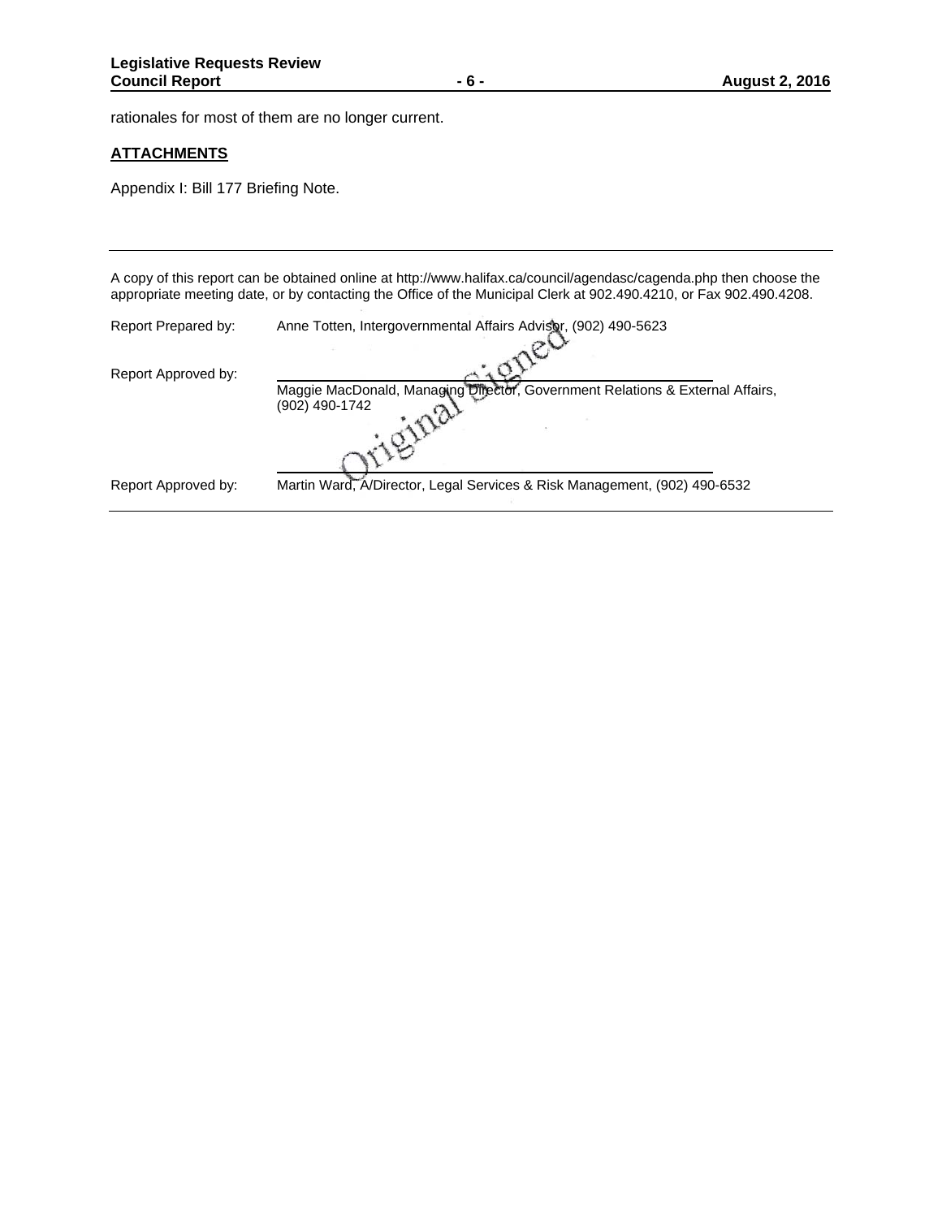rationales for most of them are no longer current.

## ATTACHMENTS

Appendix I: Bill 177 Briefing Note.

---

A copy of this report can be obtained online at http://www.halifax.ca/council/agendasc/cagenda.php then choose the appropriate meeting date, or by contacting the Office of the Municipal Clerk at 902.490.4210, or Fax 902.490.4208.

Report Prepared by: Anne Totten, Intergovernmental Affairs Advisor, (902) 490-5623

Report Approved by: Maggie MacDonald, Managing Director, Government Relations & External Affairs, (902) 490-1742

Original Signed

Report Approved by: Martin Ward, A/Director, Legal Services & Risk Management, (902) 490-6532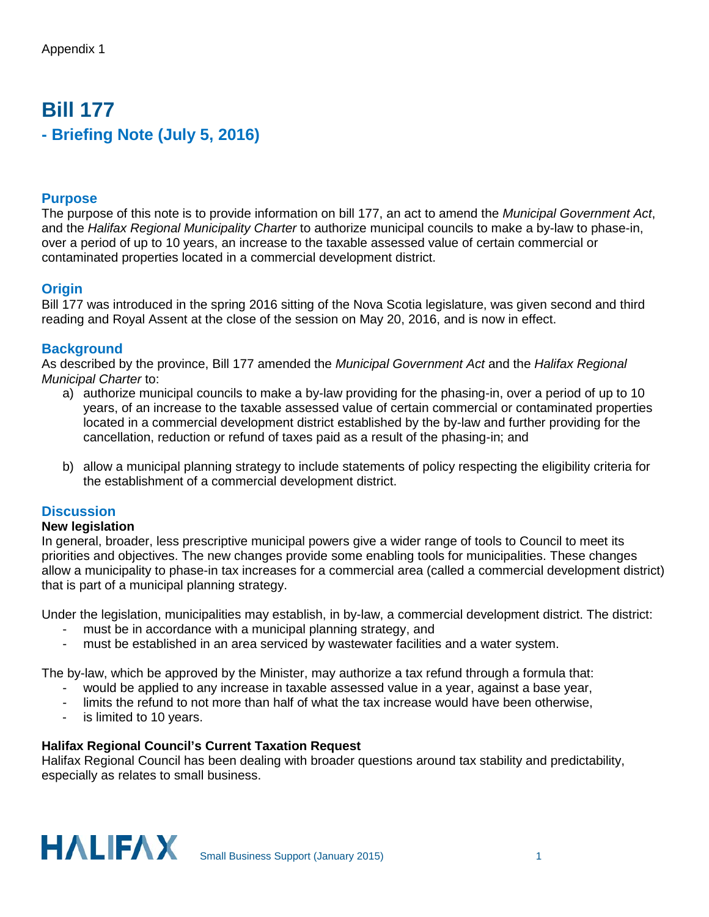Appendix 1

# Bill 177

## - Briefing Note (July 5, 2016)

### Purpose

The purpose of this note is to provide information on bill 177, an act to amend the *Municipal Government Act*, and the *Halifax Regional Municipality Charter* to authorize municipal councils to make a by-law to phase-in, over a period of up to 10 years, an increase to the taxable assessed value of certain commercial or contaminated properties located in a commercial development district.

### Origin

Bill 177 was introduced in the spring 2016 sitting of the Nova Scotia legislature, was given second and third reading and Royal Assent at the close of the session on May 20, 2016, and is now in effect.

### Background

As described by the province, Bill 177 amended the *Municipal Government Act* and the *Halifax Regional Municipal Charter* to:

a) authorize municipal councils to make a by-law providing for the phasing-in, over a period of up to 10 years, of an increase to the taxable assessed value of certain commercial or contaminated properties located in a commercial development district established by the by-law and further providing for the cancellation, reduction or refund of taxes paid as a result of the phasing-in; and

b) allow a municipal planning strategy to include statements of policy respecting the eligibility criteria for the establishment of a commercial development district.

### Discussion

**New legislation**

In general, broader, less prescriptive municipal powers give a wider range of tools to Council to meet its priorities and objectives. The new changes provide some enabling tools for municipalities. These changes allow a municipality to phase-in tax increases for a commercial area (called a commercial development district) that is part of a municipal planning strategy.

Under the legislation, municipalities may establish, in by-law, a commercial development district. The district:

- must be in accordance with a municipal planning strategy, and
- must be established in an area serviced by wastewater facilities and a water system.

The by-law, which be approved by the Minister, may authorize a tax refund through a formula that:

- would be applied to any increase in taxable assessed value in a year, against a base year,
- limits the refund to not more than half of what the tax increase would have been otherwise,
- is limited to 10 years.

**Halifax Regional Council's Current Taxation Request**

Halifax Regional Council has been dealing with broader questions around tax stability and predictability, especially as relates to small business.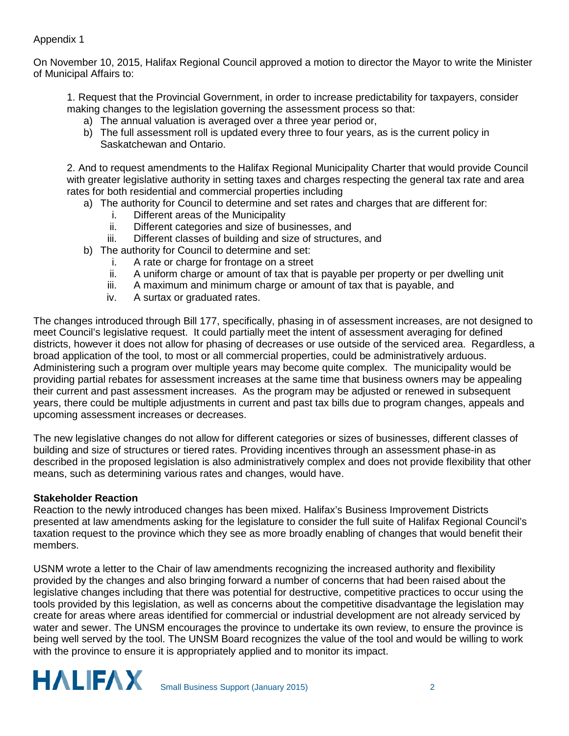Appendix 1

On November 10, 2015, Halifax Regional Council approved a motion to director the Mayor to write the Minister of Municipal Affairs to:

1. Request that the Provincial Government, in order to increase predictability for taxpayers, consider making changes to the legislation governing the assessment process so that:
   a) The annual valuation is averaged over a three year period or,
   b) The full assessment roll is updated every three to four years, as is the current policy in Saskatchewan and Ontario.

2. And to request amendments to the Halifax Regional Municipality Charter that would provide Council with greater legislative authority in setting taxes and charges respecting the general tax rate and area rates for both residential and commercial properties including
   a) The authority for Council to determine and set rates and charges that are different for:
      i. Different areas of the Municipality
      ii. Different categories and size of businesses, and
      iii. Different classes of building and size of structures, and
   b) The authority for Council to determine and set:
      i. A rate or charge for frontage on a street
      ii. A uniform charge or amount of tax that is payable per property or per dwelling unit
      iii. A maximum and minimum charge or amount of tax that is payable, and
      iv. A surtax or graduated rates.

The changes introduced through Bill 177, specifically, phasing in of assessment increases, are not designed to meet Council's legislative request. It could partially meet the intent of assessment averaging for defined districts, however it does not allow for phasing of decreases or use outside of the serviced area. Regardless, a broad application of the tool, to most or all commercial properties, could be administratively arduous. Administering such a program over multiple years may become quite complex. The municipality would be providing partial rebates for assessment increases at the same time that business owners may be appealing their current and past assessment increases. As the program may be adjusted or renewed in subsequent years, there could be multiple adjustments in current and past tax bills due to program changes, appeals and upcoming assessment increases or decreases.

The new legislative changes do not allow for different categories or sizes of businesses, different classes of building and size of structures or tiered rates. Providing incentives through an assessment phase-in as described in the proposed legislation is also administratively complex and does not provide flexibility that other means, such as determining various rates and changes, would have.

**Stakeholder Reaction**

Reaction to the newly introduced changes has been mixed. Halifax's Business Improvement Districts presented at law amendments asking for the legislature to consider the full suite of Halifax Regional Council's taxation request to the province which they see as more broadly enabling of changes that would benefit their members.

USNM wrote a letter to the Chair of law amendments recognizing the increased authority and flexibility provided by the changes and also bringing forward a number of concerns that had been raised about the legislative changes including that there was potential for destructive, competitive practices to occur using the tools provided by this legislation, as well as concerns about the competitive disadvantage the legislation may create for areas where areas identified for commercial or industrial development are not already serviced by water and sewer. The UNSM encourages the province to undertake its own review, to ensure the province is being well served by the tool. The UNSM Board recognizes the value of the tool and would be willing to work with the province to ensure it is appropriately applied and to monitor its impact.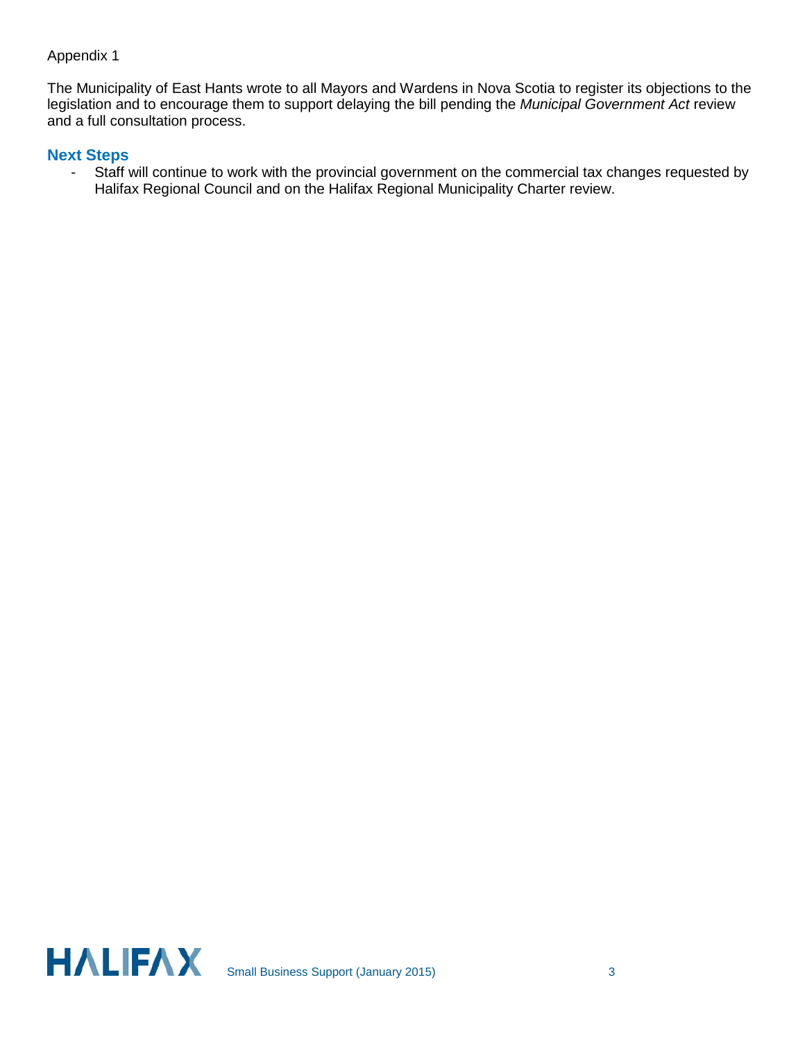Appendix 1

The Municipality of East Hants wrote to all Mayors and Wardens in Nova Scotia to register its objections to the legislation and to encourage them to support delaying the bill pending the *Municipal Government Act* review and a full consultation process.

## Next Steps

- Staff will continue to work with the provincial government on the commercial tax changes requested by Halifax Regional Council and on the Halifax Regional Municipality Charter review.